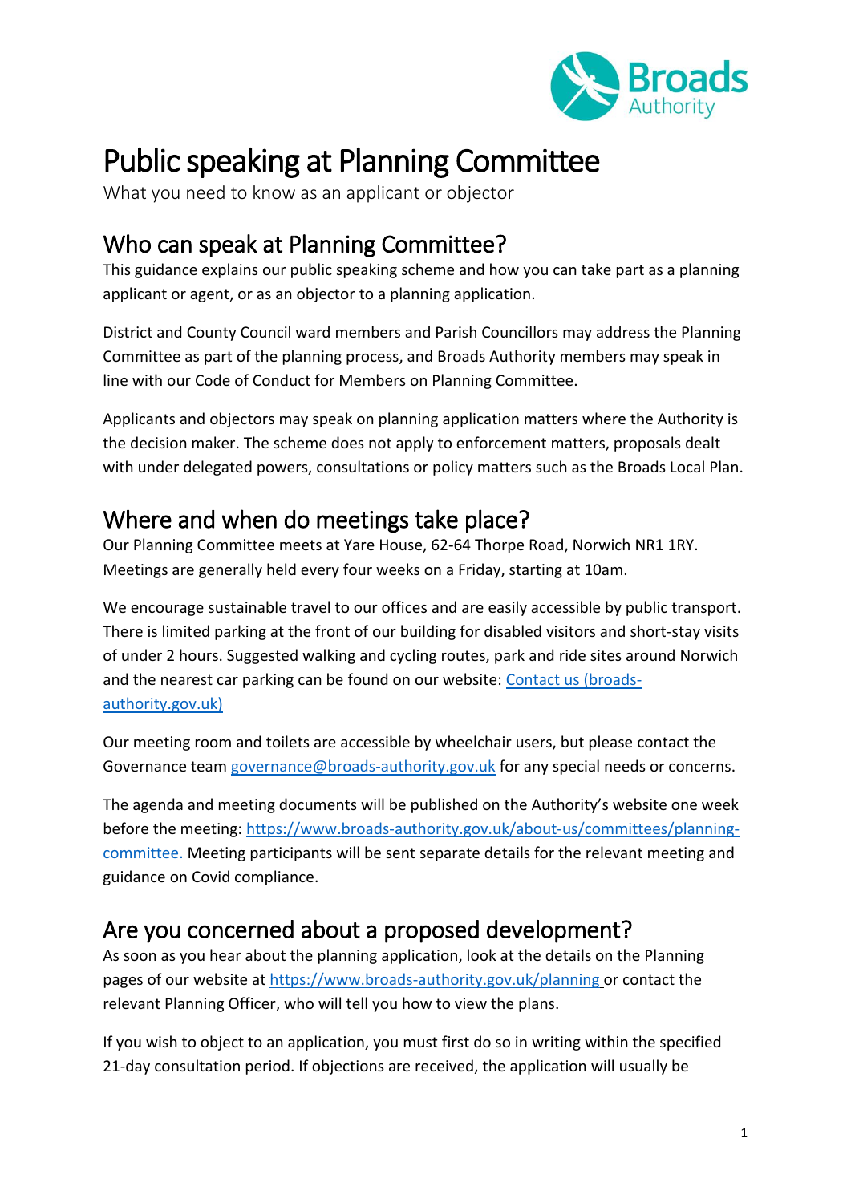# Public speaking at Planning Committee

What you need to know as an applicant or objector

## Who can speak at Planning Committee?

This guidance explains our public speaking scheme and how you can take part as a planning applicant or agent, or as an objector to a planning application.

District and County Council ward members and Parish Councillors may address the Planning Committee as part of the planning process, and Broads Authority members may speak in line with our Code of Conduct for Members on Planning Committee.

Applicants and objectors may speak on planning application matters where the Authority is the decision maker. The scheme does not apply to enforcement matters, proposals dealt with under delegated powers, consultations or policy matters such as the Broads Local Plan.

## Where and when do meetings take place?

Our Planning Committee meets at Yare House, 62-64 Thorpe Road, Norwich NR1 1RY. Meetings are generally held every four weeks on a Friday, starting at 10am.

We encourage sustainable travel to our offices and are easily accessible by public transport. There is limited parking at the front of our building for disabled visitors and short-stay visits of under 2 hours. Suggested walking and cycling routes, park and ride sites around Norwich and the nearest car parking can be found on our website: [Contact us (broads-authority.gov.uk)]

Our meeting room and toilets are accessible by wheelchair users, but please contact the Governance team governance@broads-authority.gov.uk for any special needs or concerns.

The agenda and meeting documents will be published on the Authority's website one week before the meeting: https://www.broads-authority.gov.uk/about-us/committees/planning-committee. Meeting participants will be sent separate details for the relevant meeting and guidance on Covid compliance.

## Are you concerned about a proposed development?

As soon as you hear about the planning application, look at the details on the Planning pages of our website at https://www.broads-authority.gov.uk/planning or contact the relevant Planning Officer, who will tell you how to view the plans.

If you wish to object to an application, you must first do so in writing within the specified 21-day consultation period. If objections are received, the application will usually be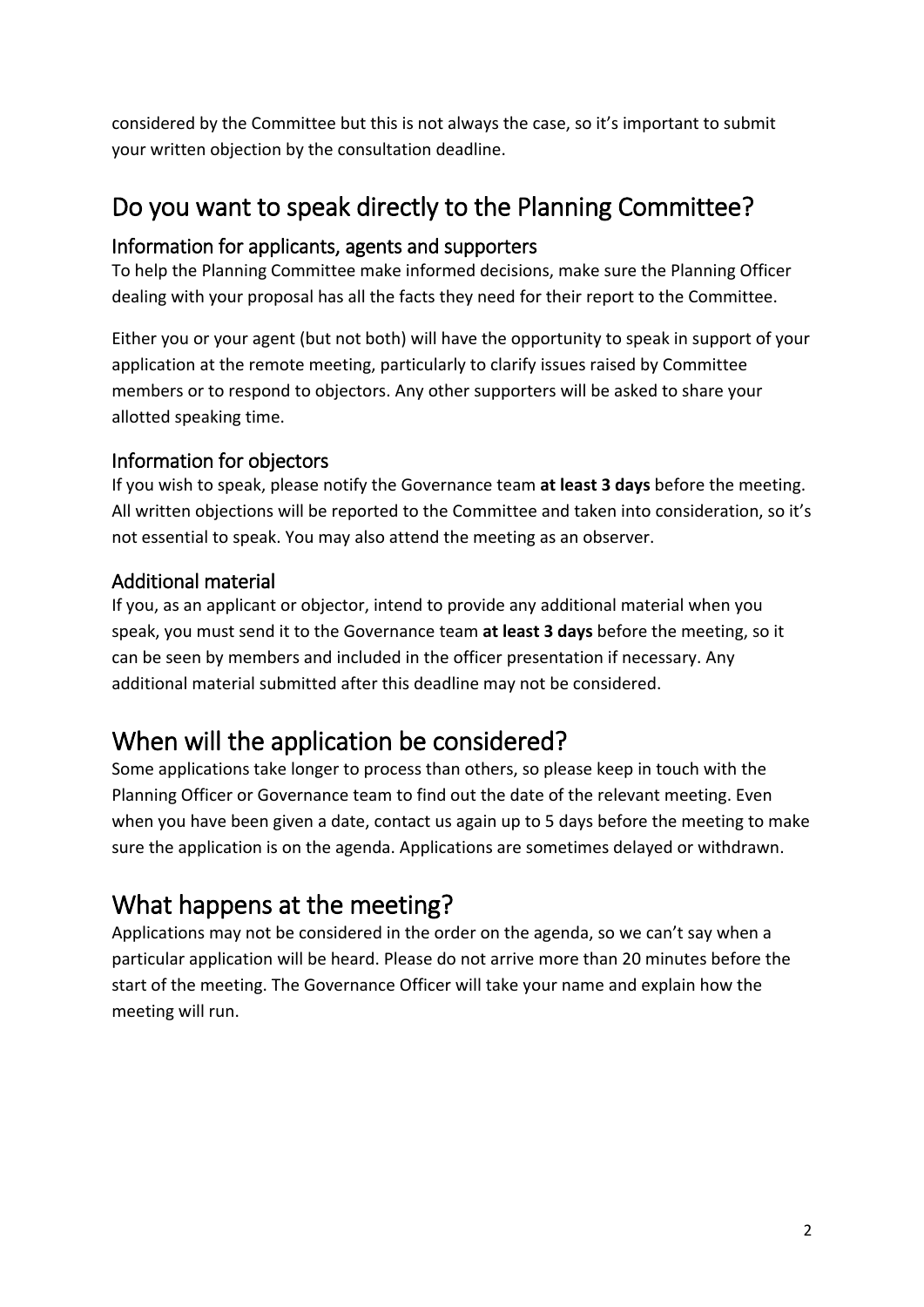considered by the Committee but this is not always the case, so it's important to submit your written objection by the consultation deadline.

# Do you want to speak directly to the Planning Committee?

## Information for applicants, agents and supporters

To help the Planning Committee make informed decisions, make sure the Planning Officer dealing with your proposal has all the facts they need for their report to the Committee.

Either you or your agent (but not both) will have the opportunity to speak in support of your application at the remote meeting, particularly to clarify issues raised by Committee members or to respond to objectors. Any other supporters will be asked to share your allotted speaking time.

## Information for objectors

If you wish to speak, please notify the Governance team **at least 3 days** before the meeting. All written objections will be reported to the Committee and taken into consideration, so it's not essential to speak. You may also attend the meeting as an observer.

## Additional material

If you, as an applicant or objector, intend to provide any additional material when you speak, you must send it to the Governance team **at least 3 days** before the meeting, so it can be seen by members and included in the officer presentation if necessary. Any additional material submitted after this deadline may not be considered.

# When will the application be considered?

Some applications take longer to process than others, so please keep in touch with the Planning Officer or Governance team to find out the date of the relevant meeting. Even when you have been given a date, contact us again up to 5 days before the meeting to make sure the application is on the agenda. Applications are sometimes delayed or withdrawn.

# What happens at the meeting?

Applications may not be considered in the order on the agenda, so we can't say when a particular application will be heard. Please do not arrive more than 20 minutes before the start of the meeting. The Governance Officer will take your name and explain how the meeting will run.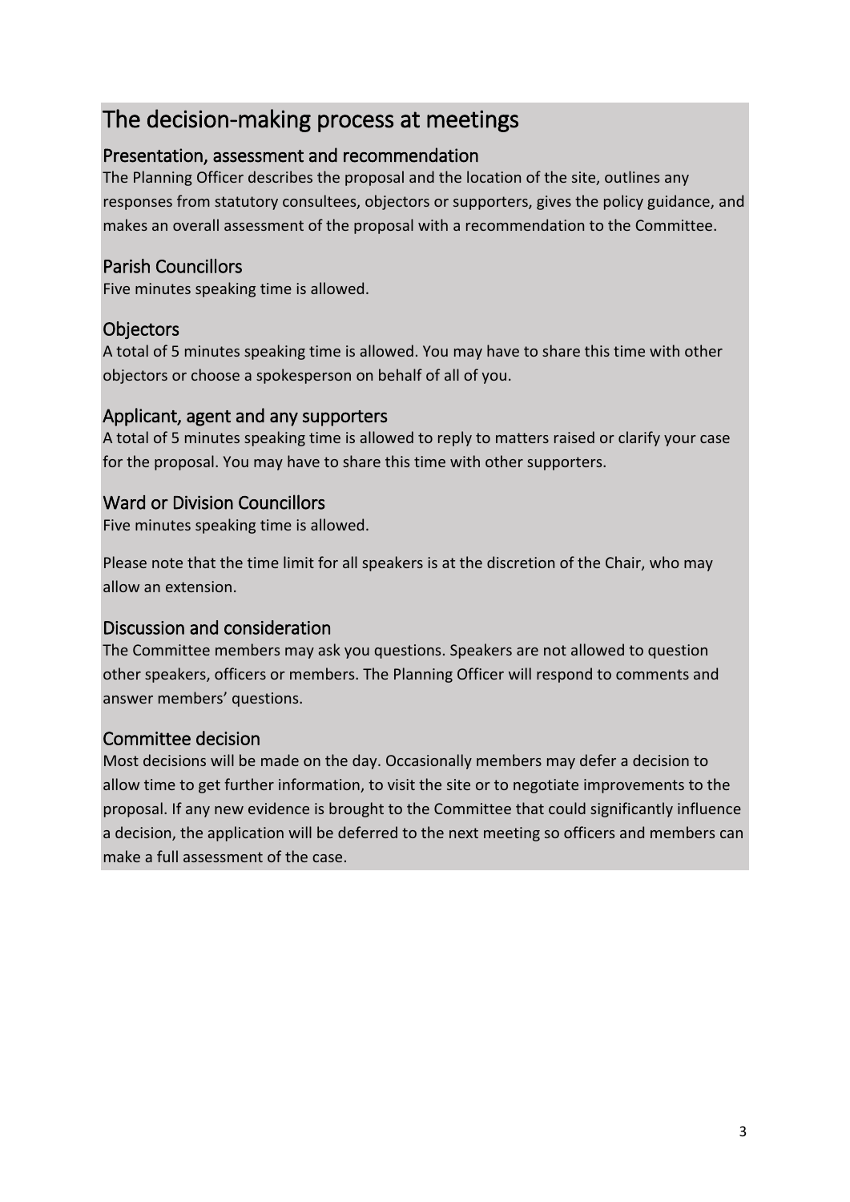# The decision-making process at meetings

## Presentation, assessment and recommendation

The Planning Officer describes the proposal and the location of the site, outlines any responses from statutory consultees, objectors or supporters, gives the policy guidance, and makes an overall assessment of the proposal with a recommendation to the Committee.

## Parish Councillors

Five minutes speaking time is allowed.

## Objectors

A total of 5 minutes speaking time is allowed. You may have to share this time with other objectors or choose a spokesperson on behalf of all of you.

## Applicant, agent and any supporters

A total of 5 minutes speaking time is allowed to reply to matters raised or clarify your case for the proposal. You may have to share this time with other supporters.

## Ward or Division Councillors

Five minutes speaking time is allowed.

Please note that the time limit for all speakers is at the discretion of the Chair, who may allow an extension.

## Discussion and consideration

The Committee members may ask you questions. Speakers are not allowed to question other speakers, officers or members. The Planning Officer will respond to comments and answer members' questions.

## Committee decision

Most decisions will be made on the day. Occasionally members may defer a decision to allow time to get further information, to visit the site or to negotiate improvements to the proposal. If any new evidence is brought to the Committee that could significantly influence a decision, the application will be deferred to the next meeting so officers and members can make a full assessment of the case.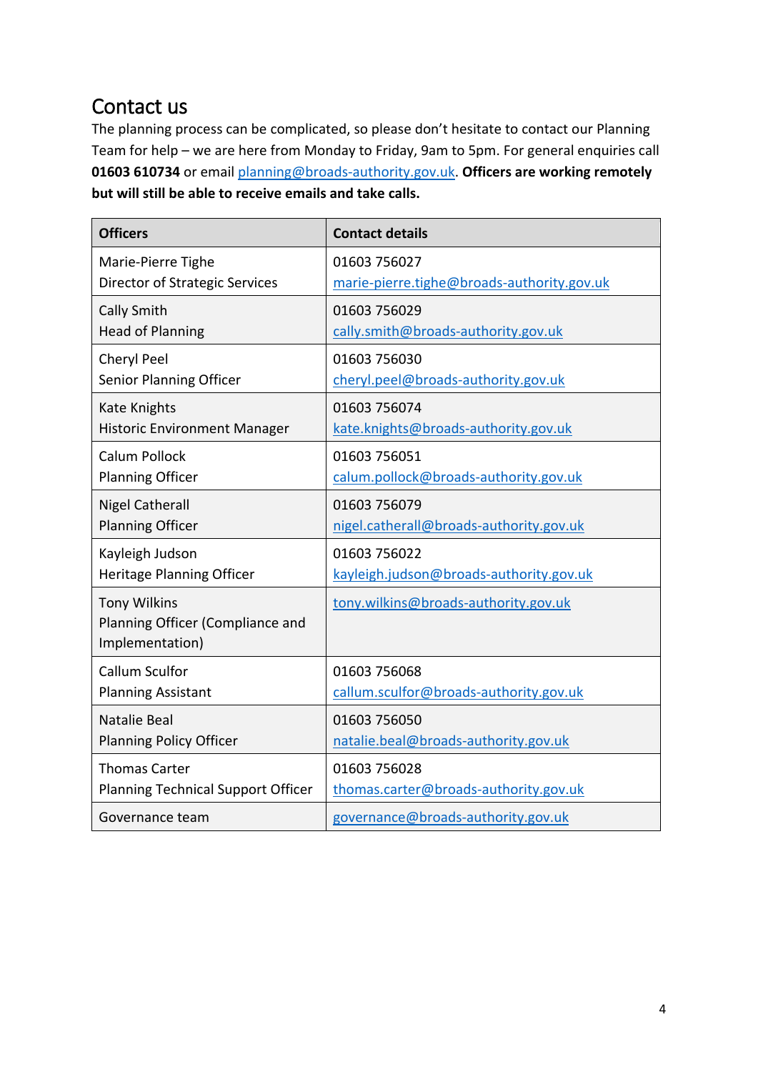## Contact us

The planning process can be complicated, so please don't hesitate to contact our Planning Team for help – we are here from Monday to Friday, 9am to 5pm. For general enquiries call **01603 610734** or email planning@broads-authority.gov.uk. **Officers are working remotely but will still be able to receive emails and take calls.**

| Officers | Contact details |
|---|---|
| Marie-Pierre Tighe<br>Director of Strategic Services | 01603 756027<br>marie-pierre.tighe@broads-authority.gov.uk |
| Cally Smith<br>Head of Planning | 01603 756029<br>cally.smith@broads-authority.gov.uk |
| Cheryl Peel<br>Senior Planning Officer | 01603 756030<br>cheryl.peel@broads-authority.gov.uk |
| Kate Knights<br>Historic Environment Manager | 01603 756074<br>kate.knights@broads-authority.gov.uk |
| Calum Pollock<br>Planning Officer | 01603 756051<br>calum.pollock@broads-authority.gov.uk |
| Nigel Catherall<br>Planning Officer | 01603 756079<br>nigel.catherall@broads-authority.gov.uk |
| Kayleigh Judson<br>Heritage Planning Officer | 01603 756022<br>kayleigh.judson@broads-authority.gov.uk |
| Tony Wilkins<br>Planning Officer (Compliance and Implementation) | tony.wilkins@broads-authority.gov.uk |
| Callum Sculfor<br>Planning Assistant | 01603 756068<br>callum.sculfor@broads-authority.gov.uk |
| Natalie Beal<br>Planning Policy Officer | 01603 756050<br>natalie.beal@broads-authority.gov.uk |
| Thomas Carter<br>Planning Technical Support Officer | 01603 756028<br>thomas.carter@broads-authority.gov.uk |
| Governance team | governance@broads-authority.gov.uk |